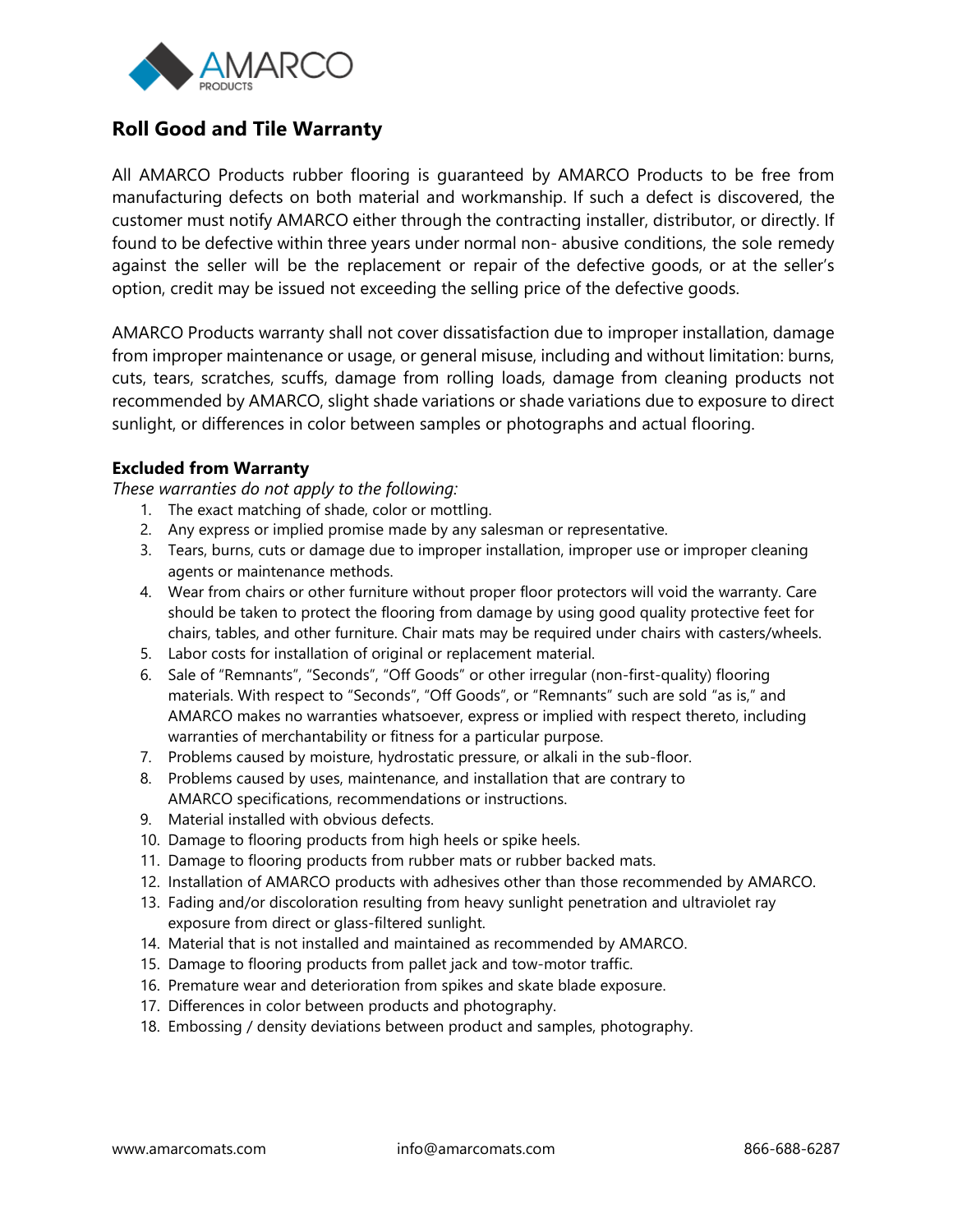AMARCO PRODUCTS

## Roll Good and Tile Warranty

All AMARCO Products rubber flooring is guaranteed by AMARCO Products to be free from manufacturing defects on both material and workmanship. If such a defect is discovered, the customer must notify AMARCO either through the contracting installer, distributor, or directly. If found to be defective within three years under normal non- abusive conditions, the sole remedy against the seller will be the replacement or repair of the defective goods, or at the seller's option, credit may be issued not exceeding the selling price of the defective goods.

AMARCO Products warranty shall not cover dissatisfaction due to improper installation, damage from improper maintenance or usage, or general misuse, including and without limitation: burns, cuts, tears, scratches, scuffs, damage from rolling loads, damage from cleaning products not recommended by AMARCO, slight shade variations or shade variations due to exposure to direct sunlight, or differences in color between samples or photographs and actual flooring.

**Excluded from Warranty**

*These warranties do not apply to the following:*

1. The exact matching of shade, color or mottling.
2. Any express or implied promise made by any salesman or representative.
3. Tears, burns, cuts or damage due to improper installation, improper use or improper cleaning agents or maintenance methods.
4. Wear from chairs or other furniture without proper floor protectors will void the warranty. Care should be taken to protect the flooring from damage by using good quality protective feet for chairs, tables, and other furniture. Chair mats may be required under chairs with casters/wheels.
5. Labor costs for installation of original or replacement material.
6. Sale of "Remnants", "Seconds", "Off Goods" or other irregular (non-first-quality) flooring materials. With respect to "Seconds", "Off Goods", or "Remnants" such are sold "as is," and AMARCO makes no warranties whatsoever, express or implied with respect thereto, including warranties of merchantability or fitness for a particular purpose.
7. Problems caused by moisture, hydrostatic pressure, or alkali in the sub-floor.
8. Problems caused by uses, maintenance, and installation that are contrary to AMARCO specifications, recommendations or instructions.
9. Material installed with obvious defects.
10. Damage to flooring products from high heels or spike heels.
11. Damage to flooring products from rubber mats or rubber backed mats.
12. Installation of AMARCO products with adhesives other than those recommended by AMARCO.
13. Fading and/or discoloration resulting from heavy sunlight penetration and ultraviolet ray exposure from direct or glass-filtered sunlight.
14. Material that is not installed and maintained as recommended by AMARCO.
15. Damage to flooring products from pallet jack and tow-motor traffic.
16. Premature wear and deterioration from spikes and skate blade exposure.
17. Differences in color between products and photography.
18. Embossing / density deviations between product and samples, photography.

www.amarcomats.com info@amarcomats.com 866-688-6287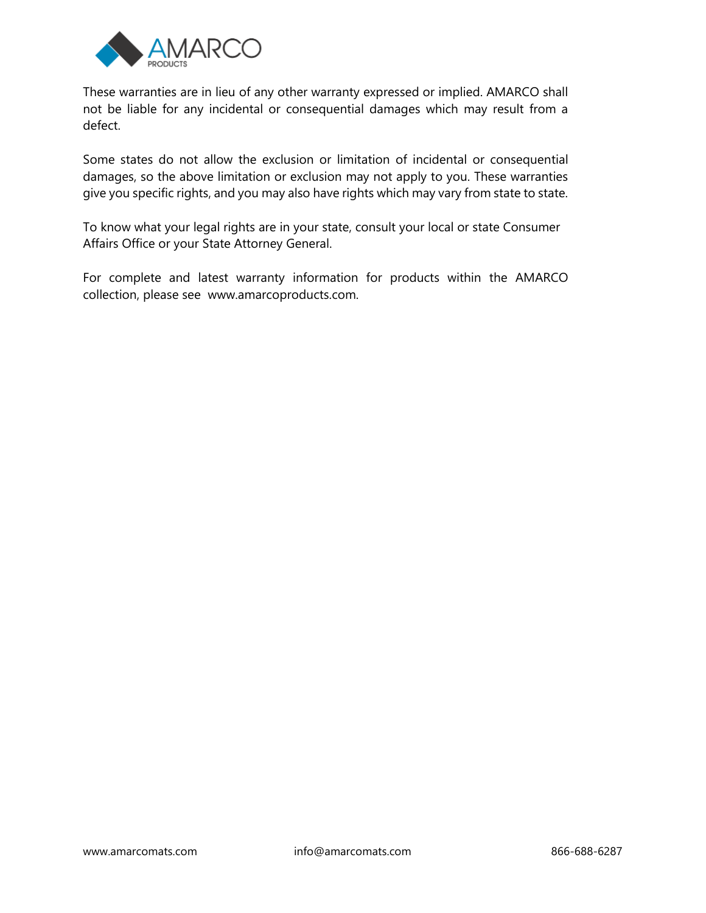These warranties are in lieu of any other warranty expressed or implied. AMARCO shall not be liable for any incidental or consequential damages which may result from a defect.

Some states do not allow the exclusion or limitation of incidental or consequential damages, so the above limitation or exclusion may not apply to you. These warranties give you specific rights, and you may also have rights which may vary from state to state.

To know what your legal rights are in your state, consult your local or state Consumer Affairs Office or your State Attorney General.

For complete and latest warranty information for products within the AMARCO collection, please see www.amarcoproducts.com.